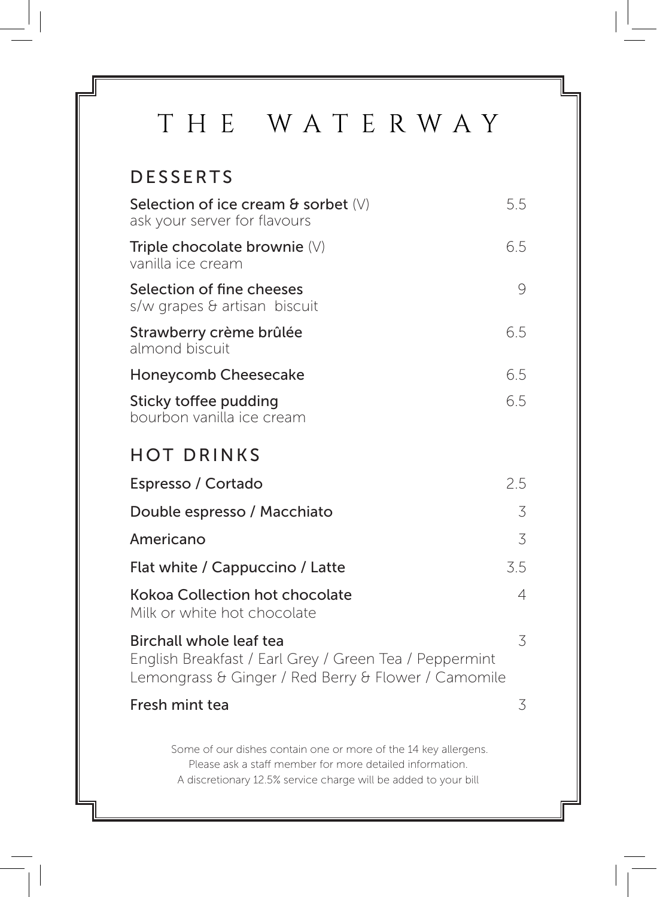# THE WATERWAY

## DESSERTS

**Selection of ice cream & sorbet** (V) — 5.5
ask your server for flavours

**Triple chocolate brownie** (V) — 6.5
vanilla ice cream

**Selection of fine cheeses** — 9
s/w grapes & artisan biscuit

**Strawberry crème brûlée** — 6.5
almond biscuit

**Honeycomb Cheesecake** — 6.5

**Sticky toffee pudding** — 6.5
bourbon vanilla ice cream

## HOT DRINKS

**Espresso / Cortado** — 2.5

**Double espresso / Macchiato** — 3

**Americano** — 3

**Flat white / Cappuccino / Latte** — 3.5

**Kokoa Collection hot chocolate** — 4
Milk or white hot chocolate

**Birchall whole leaf tea** — 3
English Breakfast / Earl Grey / Green Tea / Peppermint
Lemongrass & Ginger / Red Berry & Flower / Camomile

**Fresh mint tea** — 3

Some of our dishes contain one or more of the 14 key allergens.
Please ask a staff member for more detailed information.
A discretionary 12.5% service charge will be added to your bill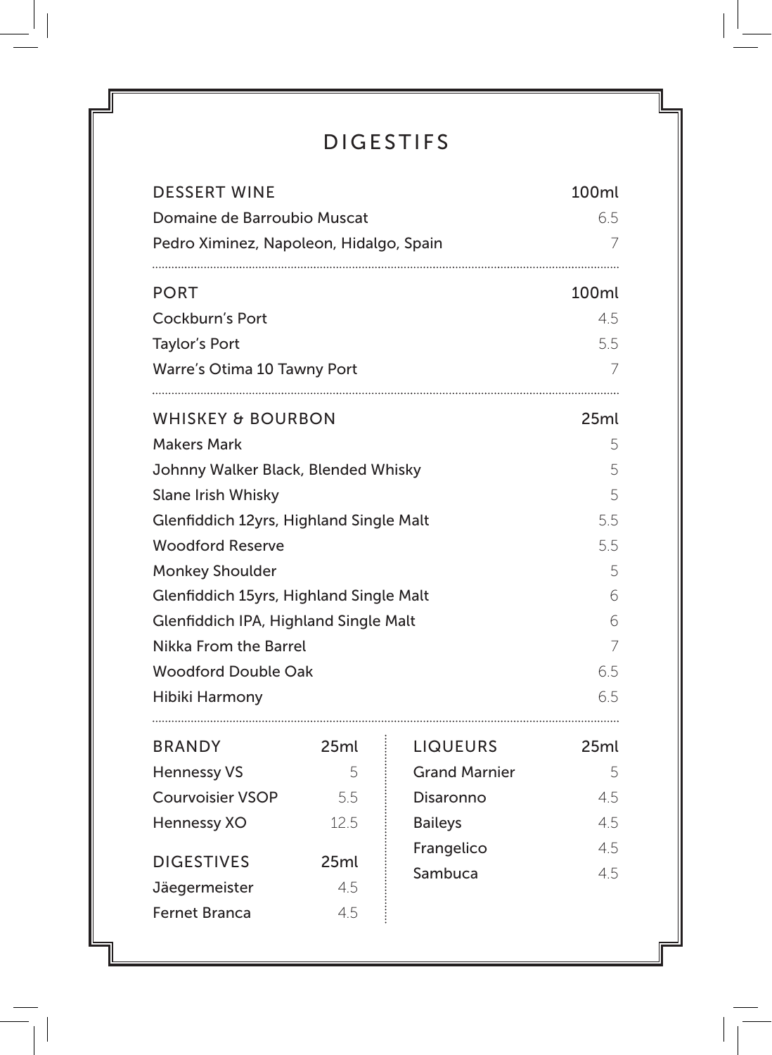# DIGESTIFS

| DESSERT WINE | 100ml |
| --- | --- |
| Domaine de Barroubio Muscat | 6.5 |
| Pedro Ximinez, Napoleon, Hidalgo, Spain | 7 |

| PORT | 100ml |
| --- | --- |
| Cockburn's Port | 4.5 |
| Taylor's Port | 5.5 |
| Warre's Otima 10 Tawny Port | 7 |

| WHISKEY & BOURBON | 25ml |
| --- | --- |
| Makers Mark | 5 |
| Johnny Walker Black, Blended Whisky | 5 |
| Slane Irish Whisky | 5 |
| Glenfiddich 12yrs, Highland Single Malt | 5.5 |
| Woodford Reserve | 5.5 |
| Monkey Shoulder | 5 |
| Glenfiddich 15yrs, Highland Single Malt | 6 |
| Glenfiddich IPA, Highland Single Malt | 6 |
| Nikka From the Barrel | 7 |
| Woodford Double Oak | 6.5 |
| Hibiki Harmony | 6.5 |

| BRANDY | 25ml |
| --- | --- |
| Hennessy VS | 5 |
| Courvoisier VSOP | 5.5 |
| Hennessy XO | 12.5 |

| DIGESTIVES | 25ml |
| --- | --- |
| Jäegermeister | 4.5 |
| Fernet Branca | 4.5 |

| LIQUEURS | 25ml |
| --- | --- |
| Grand Marnier | 5 |
| Disaronno | 4.5 |
| Baileys | 4.5 |
| Frangelico | 4.5 |
| Sambuca | 4.5 |